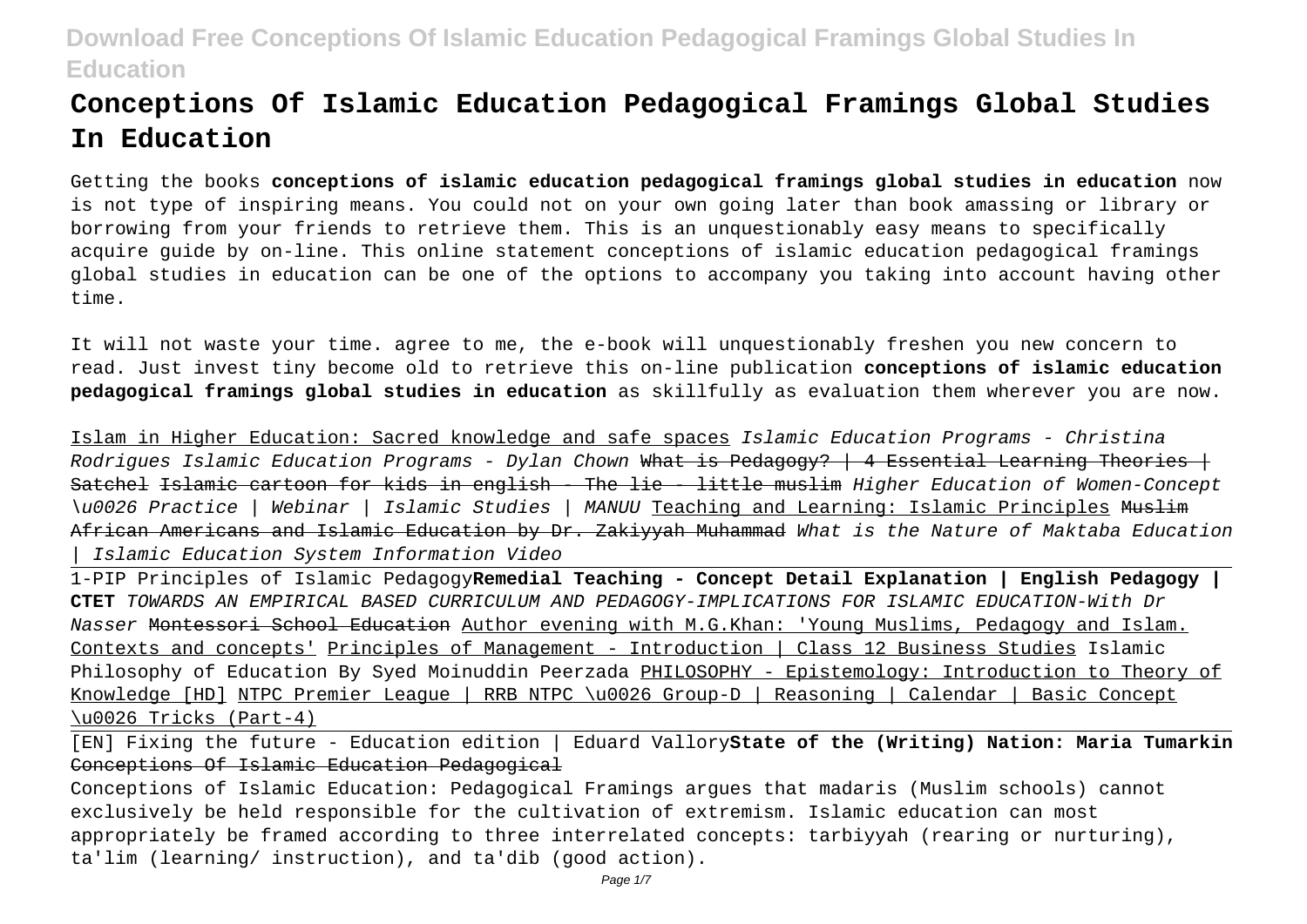# Conceptions Of Islamic Education Pedagogical Framings Global Studies In Education

Getting the books **conceptions of islamic education pedagogical framings global studies in education** now is not type of inspiring means. You could not on your own going later than book amassing or library or borrowing from your friends to retrieve them. This is an unquestionably easy means to specifically acquire guide by on-line. This online statement conceptions of islamic education pedagogical framings global studies in education can be one of the options to accompany you taking into account having other time.

It will not waste your time. agree to me, the e-book will unquestionably freshen you new concern to read. Just invest tiny become old to retrieve this on-line publication **conceptions of islamic education pedagogical framings global studies in education** as skillfully as evaluation them wherever you are now.

Islam in Higher Education: Sacred knowledge and safe spaces *Islamic Education Programs - Christina Rodrigues Islamic Education Programs - Dylan Chown* ~~What is Pedagogy? | 4 Essential Learning Theories | Satchel~~ ~~Islamic cartoon for kids in english - The lie - little muslim~~ *Higher Education of Women-Concept \u0026 Practice | Webinar | Islamic Studies | MANUU* Teaching and Learning: Islamic Principles ~~Muslim African Americans and Islamic Education by Dr. Zakiyyah Muhammad~~ *What is the Nature of Maktaba Education | Islamic Education System Information Video*

1-PIP Principles of Islamic Pedagogy **Remedial Teaching - Concept Detail Explanation | English Pedagogy | CTET** *TOWARDS AN EMPIRICAL BASED CURRICULUM AND PEDAGOGY-IMPLICATIONS FOR ISLAMIC EDUCATION-With Dr Nasser* ~~Montessori School Education~~ Author evening with M.G.Khan: 'Young Muslims, Pedagogy and Islam. Contexts and concepts' Principles of Management - Introduction | Class 12 Business Studies Islamic Philosophy of Education By Syed Moinuddin Peerzada PHILOSOPHY - Epistemology: Introduction to Theory of Knowledge [HD] NTPC Premier League | RRB NTPC \u0026 Group-D | Reasoning | Calendar | Basic Concept \u0026 Tricks (Part-4)

[EN] Fixing the future - Education edition | Eduard Vallory **State of the (Writing) Nation: Maria Tumarkin** ~~Conceptions Of Islamic Education Pedagogical~~

Conceptions of Islamic Education: Pedagogical Framings argues that madaris (Muslim schools) cannot exclusively be held responsible for the cultivation of extremism. Islamic education can most appropriately be framed according to three interrelated concepts: tarbiyyah (rearing or nurturing), ta'lim (learning/ instruction), and ta'dib (good action).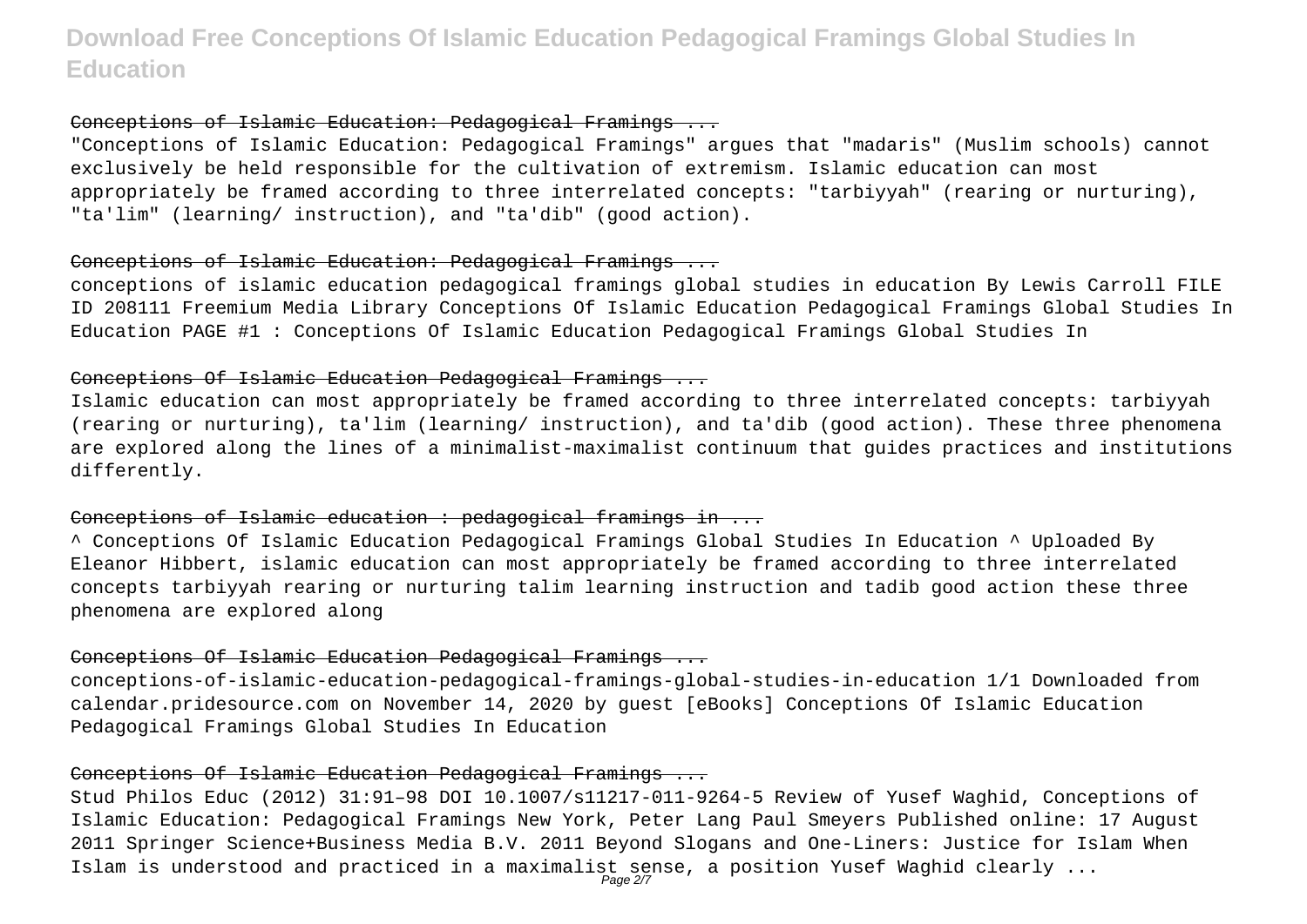### Conceptions of Islamic Education: Pedagogical Framings ...

"Conceptions of Islamic Education: Pedagogical Framings" argues that "madaris" (Muslim schools) cannot exclusively be held responsible for the cultivation of extremism. Islamic education can most appropriately be framed according to three interrelated concepts: "tarbiyyah" (rearing or nurturing), "ta'lim" (learning/ instruction), and "ta'dib" (good action).

### Conceptions of Islamic Education: Pedagogical Framings ...

conceptions of islamic education pedagogical framings global studies in education By Lewis Carroll FILE ID 208111 Freemium Media Library Conceptions Of Islamic Education Pedagogical Framings Global Studies In Education PAGE #1 : Conceptions Of Islamic Education Pedagogical Framings Global Studies In

### Conceptions Of Islamic Education Pedagogical Framings ...

Islamic education can most appropriately be framed according to three interrelated concepts: tarbiyyah (rearing or nurturing), ta'lim (learning/ instruction), and ta'dib (good action). These three phenomena are explored along the lines of a minimalist-maximalist continuum that guides practices and institutions differently.

### Conceptions of Islamic education : pedagogical framings in ...

^ Conceptions Of Islamic Education Pedagogical Framings Global Studies In Education ^ Uploaded By Eleanor Hibbert, islamic education can most appropriately be framed according to three interrelated concepts tarbiyyah rearing or nurturing talim learning instruction and tadib good action these three phenomena are explored along

### Conceptions Of Islamic Education Pedagogical Framings ...

conceptions-of-islamic-education-pedagogical-framings-global-studies-in-education 1/1 Downloaded from calendar.pridesource.com on November 14, 2020 by guest [eBooks] Conceptions Of Islamic Education Pedagogical Framings Global Studies In Education

### Conceptions Of Islamic Education Pedagogical Framings ...

Stud Philos Educ (2012) 31:91–98 DOI 10.1007/s11217-011-9264-5 Review of Yusef Waghid, Conceptions of Islamic Education: Pedagogical Framings New York, Peter Lang Paul Smeyers Published online: 17 August 2011 Springer Science+Business Media B.V. 2011 Beyond Slogans and One-Liners: Justice for Islam When Islam is understood and practiced in a maximalist sense, a position Yusef Waghid clearly ...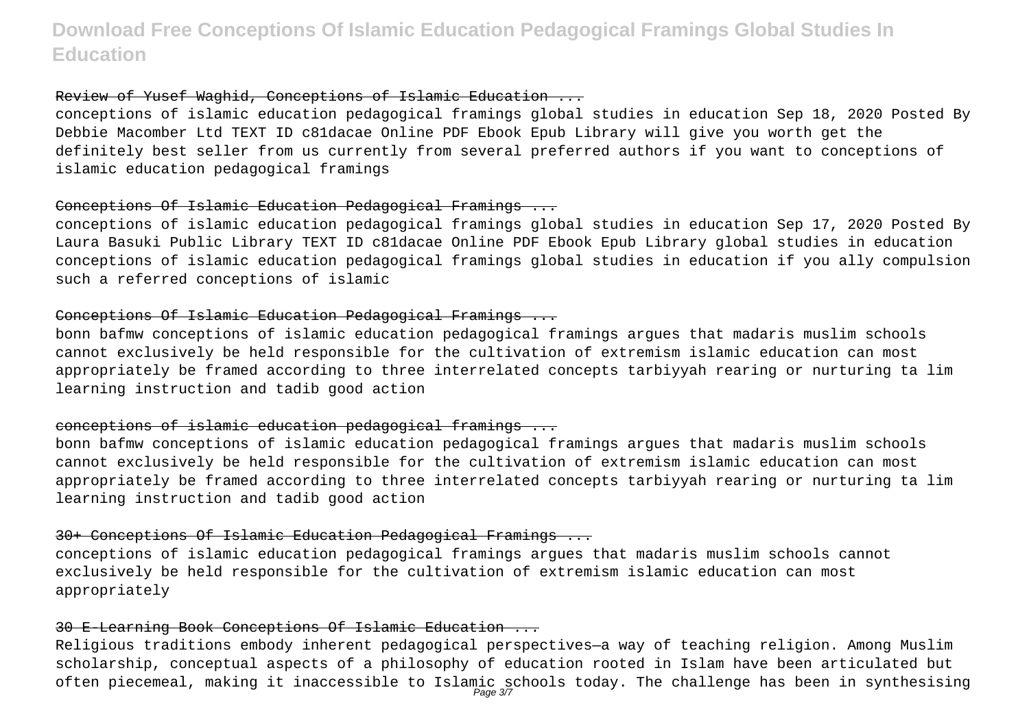### Review of Yusef Waghid, Conceptions of Islamic Education ...

conceptions of islamic education pedagogical framings global studies in education Sep 18, 2020 Posted By Debbie Macomber Ltd TEXT ID c81dacae Online PDF Ebook Epub Library will give you worth get the definitely best seller from us currently from several preferred authors if you want to conceptions of islamic education pedagogical framings

### Conceptions Of Islamic Education Pedagogical Framings ...

conceptions of islamic education pedagogical framings global studies in education Sep 17, 2020 Posted By Laura Basuki Public Library TEXT ID c81dacae Online PDF Ebook Epub Library global studies in education conceptions of islamic education pedagogical framings global studies in education if you ally compulsion such a referred conceptions of islamic

### Conceptions Of Islamic Education Pedagogical Framings ...

bonn bafmw conceptions of islamic education pedagogical framings argues that madaris muslim schools cannot exclusively be held responsible for the cultivation of extremism islamic education can most appropriately be framed according to three interrelated concepts tarbiyyah rearing or nurturing ta lim learning instruction and tadib good action

### conceptions of islamic education pedagogical framings ...

bonn bafmw conceptions of islamic education pedagogical framings argues that madaris muslim schools cannot exclusively be held responsible for the cultivation of extremism islamic education can most appropriately be framed according to three interrelated concepts tarbiyyah rearing or nurturing ta lim learning instruction and tadib good action

### 30+ Conceptions Of Islamic Education Pedagogical Framings ...

conceptions of islamic education pedagogical framings argues that madaris muslim schools cannot exclusively be held responsible for the cultivation of extremism islamic education can most appropriately

### 30 E-Learning Book Conceptions Of Islamic Education ...

Religious traditions embody inherent pedagogical perspectives—a way of teaching religion. Among Muslim scholarship, conceptual aspects of a philosophy of education rooted in Islam have been articulated but often piecemeal, making it inaccessible to Islamic schools today. The challenge has been in synthesising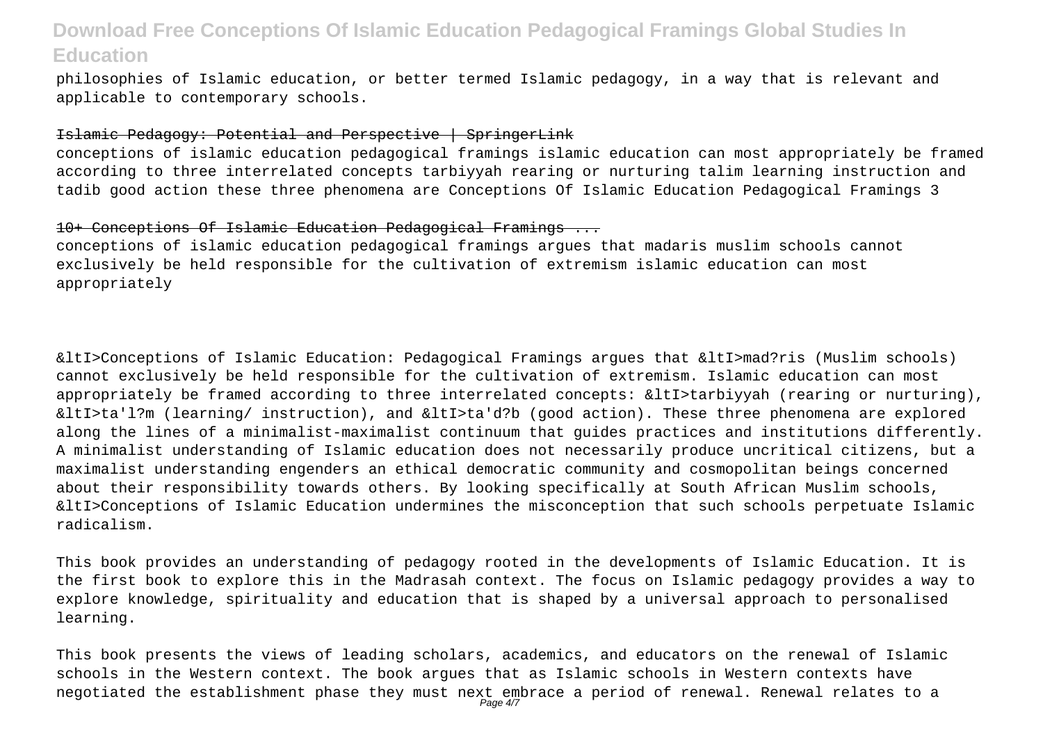philosophies of Islamic education, or better termed Islamic pedagogy, in a way that is relevant and applicable to contemporary schools.

## Islamic Pedagogy: Potential and Perspective | SpringerLink

conceptions of islamic education pedagogical framings islamic education can most appropriately be framed according to three interrelated concepts tarbiyyah rearing or nurturing talim learning instruction and tadib good action these three phenomena are Conceptions Of Islamic Education Pedagogical Framings 3

## 10+ Conceptions Of Islamic Education Pedagogical Framings ...

conceptions of islamic education pedagogical framings argues that madaris muslim schools cannot exclusively be held responsible for the cultivation of extremism islamic education can most appropriately

&ltI>Conceptions of Islamic Education: Pedagogical Framings argues that &ltI>mad?ris (Muslim schools) cannot exclusively be held responsible for the cultivation of extremism. Islamic education can most appropriately be framed according to three interrelated concepts: &ltI>tarbiyyah (rearing or nurturing), &ltI>ta'l?m (learning/ instruction), and &ltI>ta'd?b (good action). These three phenomena are explored along the lines of a minimalist-maximalist continuum that guides practices and institutions differently. A minimalist understanding of Islamic education does not necessarily produce uncritical citizens, but a maximalist understanding engenders an ethical democratic community and cosmopolitan beings concerned about their responsibility towards others. By looking specifically at South African Muslim schools, &ltI>Conceptions of Islamic Education undermines the misconception that such schools perpetuate Islamic radicalism.

This book provides an understanding of pedagogy rooted in the developments of Islamic Education. It is the first book to explore this in the Madrasah context. The focus on Islamic pedagogy provides a way to explore knowledge, spirituality and education that is shaped by a universal approach to personalised learning.

This book presents the views of leading scholars, academics, and educators on the renewal of Islamic schools in the Western context. The book argues that as Islamic schools in Western contexts have negotiated the establishment phase they must next embrace a period of renewal. Renewal relates to a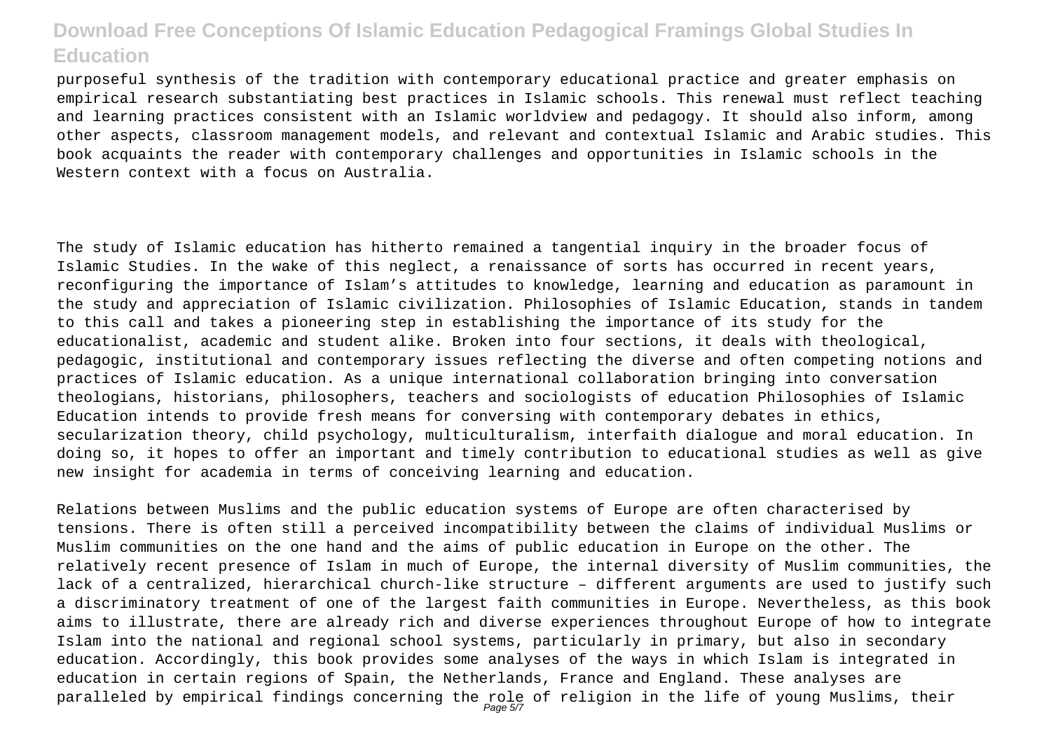purposeful synthesis of the tradition with contemporary educational practice and greater emphasis on empirical research substantiating best practices in Islamic schools. This renewal must reflect teaching and learning practices consistent with an Islamic worldview and pedagogy. It should also inform, among other aspects, classroom management models, and relevant and contextual Islamic and Arabic studies. This book acquaints the reader with contemporary challenges and opportunities in Islamic schools in the Western context with a focus on Australia.

The study of Islamic education has hitherto remained a tangential inquiry in the broader focus of Islamic Studies. In the wake of this neglect, a renaissance of sorts has occurred in recent years, reconfiguring the importance of Islam's attitudes to knowledge, learning and education as paramount in the study and appreciation of Islamic civilization. Philosophies of Islamic Education, stands in tandem to this call and takes a pioneering step in establishing the importance of its study for the educationalist, academic and student alike. Broken into four sections, it deals with theological, pedagogic, institutional and contemporary issues reflecting the diverse and often competing notions and practices of Islamic education. As a unique international collaboration bringing into conversation theologians, historians, philosophers, teachers and sociologists of education Philosophies of Islamic Education intends to provide fresh means for conversing with contemporary debates in ethics, secularization theory, child psychology, multiculturalism, interfaith dialogue and moral education. In doing so, it hopes to offer an important and timely contribution to educational studies as well as give new insight for academia in terms of conceiving learning and education.

Relations between Muslims and the public education systems of Europe are often characterised by tensions. There is often still a perceived incompatibility between the claims of individual Muslims or Muslim communities on the one hand and the aims of public education in Europe on the other. The relatively recent presence of Islam in much of Europe, the internal diversity of Muslim communities, the lack of a centralized, hierarchical church-like structure – different arguments are used to justify such a discriminatory treatment of one of the largest faith communities in Europe. Nevertheless, as this book aims to illustrate, there are already rich and diverse experiences throughout Europe of how to integrate Islam into the national and regional school systems, particularly in primary, but also in secondary education. Accordingly, this book provides some analyses of the ways in which Islam is integrated in education in certain regions of Spain, the Netherlands, France and England. These analyses are paralleled by empirical findings concerning the role of religion in the life of young Muslims, their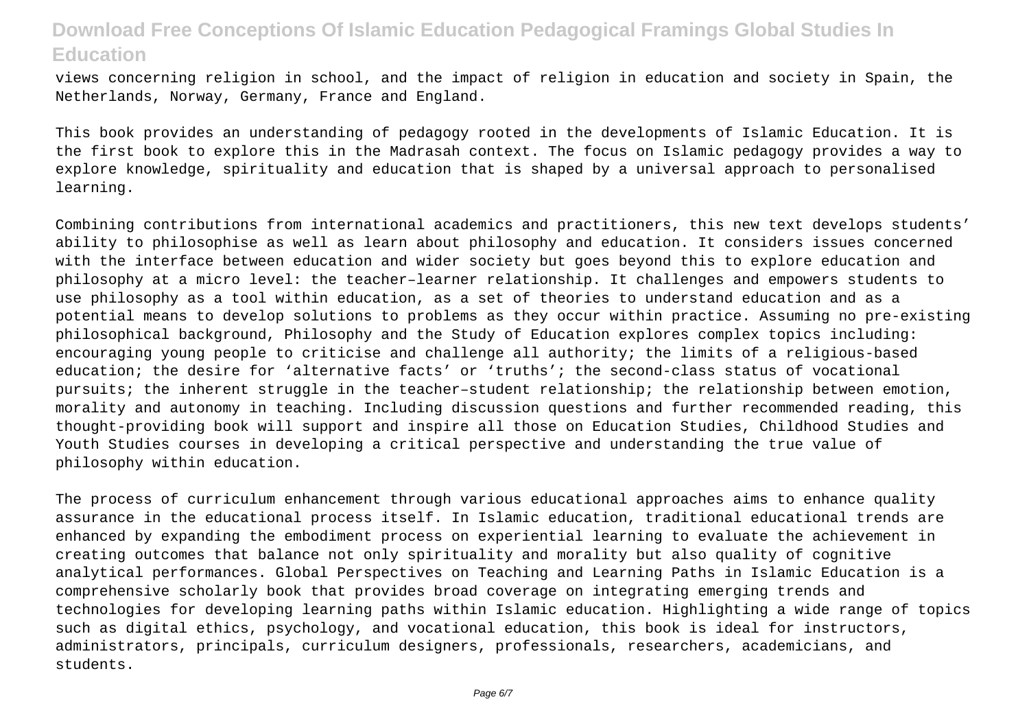views concerning religion in school, and the impact of religion in education and society in Spain, the Netherlands, Norway, Germany, France and England.

This book provides an understanding of pedagogy rooted in the developments of Islamic Education. It is the first book to explore this in the Madrasah context. The focus on Islamic pedagogy provides a way to explore knowledge, spirituality and education that is shaped by a universal approach to personalised learning.

Combining contributions from international academics and practitioners, this new text develops students' ability to philosophise as well as learn about philosophy and education. It considers issues concerned with the interface between education and wider society but goes beyond this to explore education and philosophy at a micro level: the teacher–learner relationship. It challenges and empowers students to use philosophy as a tool within education, as a set of theories to understand education and as a potential means to develop solutions to problems as they occur within practice. Assuming no pre-existing philosophical background, Philosophy and the Study of Education explores complex topics including: encouraging young people to criticise and challenge all authority; the limits of a religious-based education; the desire for 'alternative facts' or 'truths'; the second-class status of vocational pursuits; the inherent struggle in the teacher–student relationship; the relationship between emotion, morality and autonomy in teaching. Including discussion questions and further recommended reading, this thought-providing book will support and inspire all those on Education Studies, Childhood Studies and Youth Studies courses in developing a critical perspective and understanding the true value of philosophy within education.

The process of curriculum enhancement through various educational approaches aims to enhance quality assurance in the educational process itself. In Islamic education, traditional educational trends are enhanced by expanding the embodiment process on experiential learning to evaluate the achievement in creating outcomes that balance not only spirituality and morality but also quality of cognitive analytical performances. Global Perspectives on Teaching and Learning Paths in Islamic Education is a comprehensive scholarly book that provides broad coverage on integrating emerging trends and technologies for developing learning paths within Islamic education. Highlighting a wide range of topics such as digital ethics, psychology, and vocational education, this book is ideal for instructors, administrators, principals, curriculum designers, professionals, researchers, academicians, and students.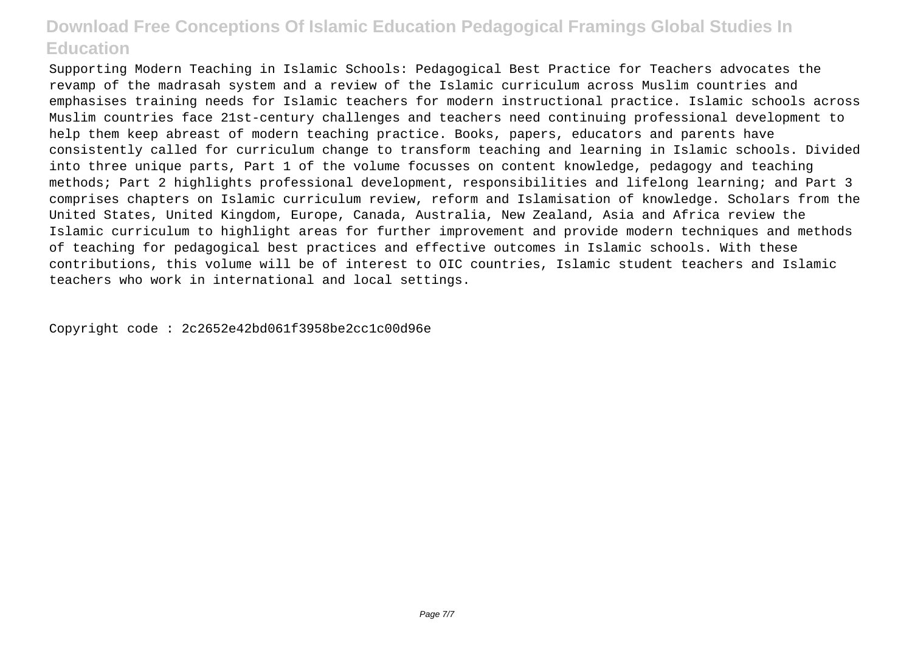Supporting Modern Teaching in Islamic Schools: Pedagogical Best Practice for Teachers advocates the revamp of the madrasah system and a review of the Islamic curriculum across Muslim countries and emphasises training needs for Islamic teachers for modern instructional practice. Islamic schools across Muslim countries face 21st-century challenges and teachers need continuing professional development to help them keep abreast of modern teaching practice. Books, papers, educators and parents have consistently called for curriculum change to transform teaching and learning in Islamic schools. Divided into three unique parts, Part 1 of the volume focusses on content knowledge, pedagogy and teaching methods; Part 2 highlights professional development, responsibilities and lifelong learning; and Part 3 comprises chapters on Islamic curriculum review, reform and Islamisation of knowledge. Scholars from the United States, United Kingdom, Europe, Canada, Australia, New Zealand, Asia and Africa review the Islamic curriculum to highlight areas for further improvement and provide modern techniques and methods of teaching for pedagogical best practices and effective outcomes in Islamic schools. With these contributions, this volume will be of interest to OIC countries, Islamic student teachers and Islamic teachers who work in international and local settings.

Copyright code : 2c2652e42bd061f3958be2cc1c00d96e